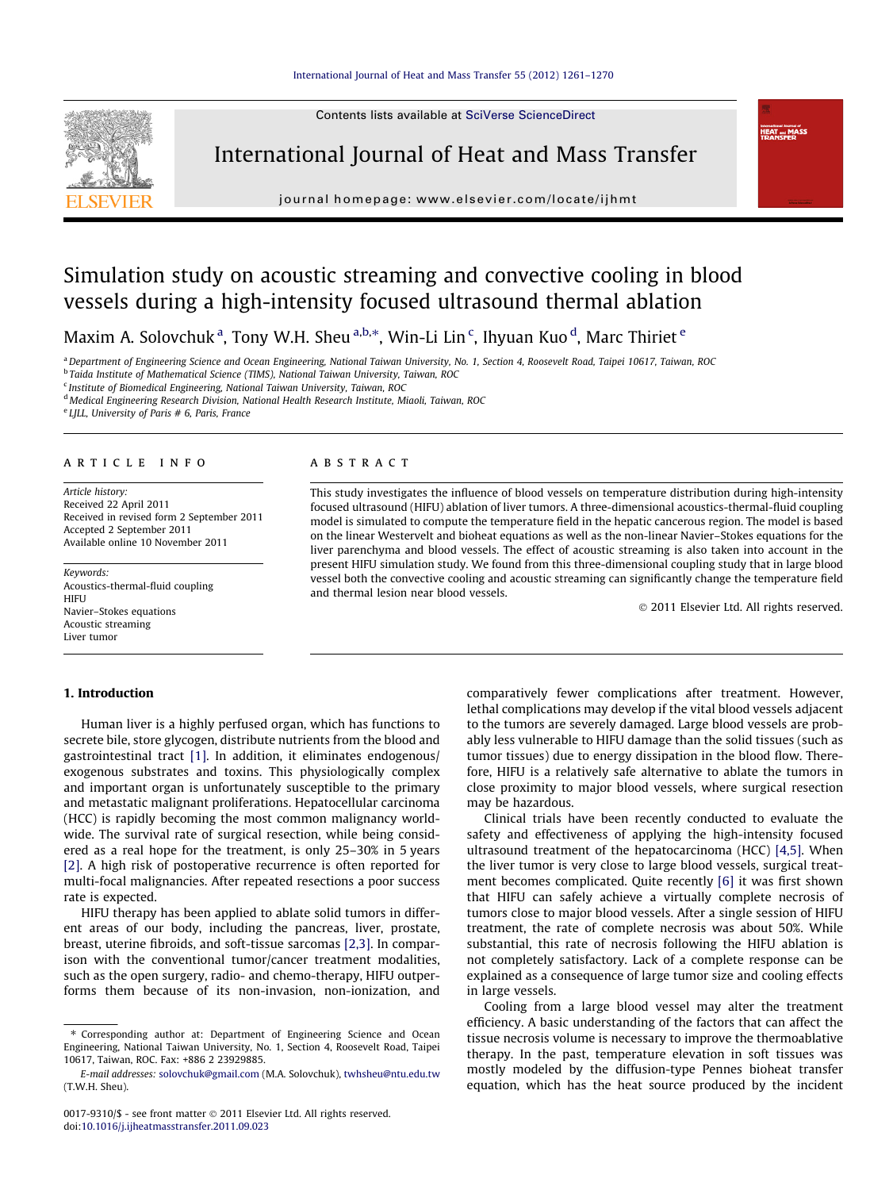# Simulation study on acoustic streaming and convective cooling in blood vessels during a high-intensity focused ultrasound thermal ablation

Maxim A. Solovchuk [a], Tony W.H. Sheu [a,b,*], Win-Li Lin [c], Ihyuan Kuo [d], Marc Thiriet [e]

[a] Department of Engineering Science and Ocean Engineering, National Taiwan University, No. 1, Section 4, Roosevelt Road, Taipei 10617, Taiwan, ROC
[b] Taida Institute of Mathematical Science (TIMS), National Taiwan University, Taiwan, ROC
[c] Institute of Biomedical Engineering, National Taiwan University, Taiwan, ROC
[d] Medical Engineering Research Division, National Health Research Institute, Miaoli, Taiwan, ROC
[e] LJLL, University of Paris # 6, Paris, France

## ARTICLE INFO

*Article history:*
Received 22 April 2011
Received in revised form 2 September 2011
Accepted 2 September 2011
Available online 10 November 2011

*Keywords:*
Acoustics-thermal-fluid coupling
HIFU
Navier–Stokes equations
Acoustic streaming
Liver tumor

## ABSTRACT

This study investigates the influence of blood vessels on temperature distribution during high-intensity focused ultrasound (HIFU) ablation of liver tumors. A three-dimensional acoustics-thermal-fluid coupling model is simulated to compute the temperature field in the hepatic cancerous region. The model is based on the linear Westervelt and bioheat equations as well as the non-linear Navier–Stokes equations for the liver parenchyma and blood vessels. The effect of acoustic streaming is also taken into account in the present HIFU simulation study. We found from this three-dimensional coupling study that in large blood vessel both the convective cooling and acoustic streaming can significantly change the temperature field and thermal lesion near blood vessels.

© 2011 Elsevier Ltd. All rights reserved.

## 1. Introduction

Human liver is a highly perfused organ, which has functions to secrete bile, store glycogen, distribute nutrients from the blood and gastrointestinal tract [1]. In addition, it eliminates endogenous/exogenous substrates and toxins. This physiologically complex and important organ is unfortunately susceptible to the primary and metastatic malignant proliferations. Hepatocellular carcinoma (HCC) is rapidly becoming the most common malignancy worldwide. The survival rate of surgical resection, while being considered as a real hope for the treatment, is only 25–30% in 5 years [2]. A high risk of postoperative recurrence is often reported for multi-focal malignancies. After repeated resections a poor success rate is expected.

HIFU therapy has been applied to ablate solid tumors in different areas of our body, including the pancreas, liver, prostate, breast, uterine fibroids, and soft-tissue sarcomas [2,3]. In comparison with the conventional tumor/cancer treatment modalities, such as the open surgery, radio- and chemo-therapy, HIFU outperforms them because of its non-invasion, non-ionization, and comparatively fewer complications after treatment. However, lethal complications may develop if the vital blood vessels adjacent to the tumors are severely damaged. Large blood vessels are probably less vulnerable to HIFU damage than the solid tissues (such as tumor tissues) due to energy dissipation in the blood flow. Therefore, HIFU is a relatively safe alternative to ablate the tumors in close proximity to major blood vessels, where surgical resection may be hazardous.

Clinical trials have been recently conducted to evaluate the safety and effectiveness of applying the high-intensity focused ultrasound treatment of the hepatocarcinoma (HCC) [4,5]. When the liver tumor is very close to large blood vessels, surgical treatment becomes complicated. Quite recently [6] it was first shown that HIFU can safely achieve a virtually complete necrosis of tumors close to major blood vessels. After a single session of HIFU treatment, the rate of complete necrosis was about 50%. While substantial, this rate of necrosis following the HIFU ablation is not completely satisfactory. Lack of a complete response can be explained as a consequence of large tumor size and cooling effects in large vessels.

Cooling from a large blood vessel may alter the treatment efficiency. A basic understanding of the factors that can affect the tissue necrosis volume is necessary to improve the thermoablative therapy. In the past, temperature elevation in soft tissues was mostly modeled by the diffusion-type Pennes bioheat transfer equation, which has the heat source produced by the incident

---

* Corresponding author at: Department of Engineering Science and Ocean Engineering, National Taiwan University, No. 1, Section 4, Roosevelt Road, Taipei 10617, Taiwan, ROC. Fax: +886 2 23929885.

*E-mail addresses:* solovchuk@gmail.com (M.A. Solovchuk), twhsheu@ntu.edu.tw (T.W.H. Sheu).

0017-9310/$ - see front matter © 2011 Elsevier Ltd. All rights reserved.
doi:10.1016/j.ijheatmasstransfer.2011.09.023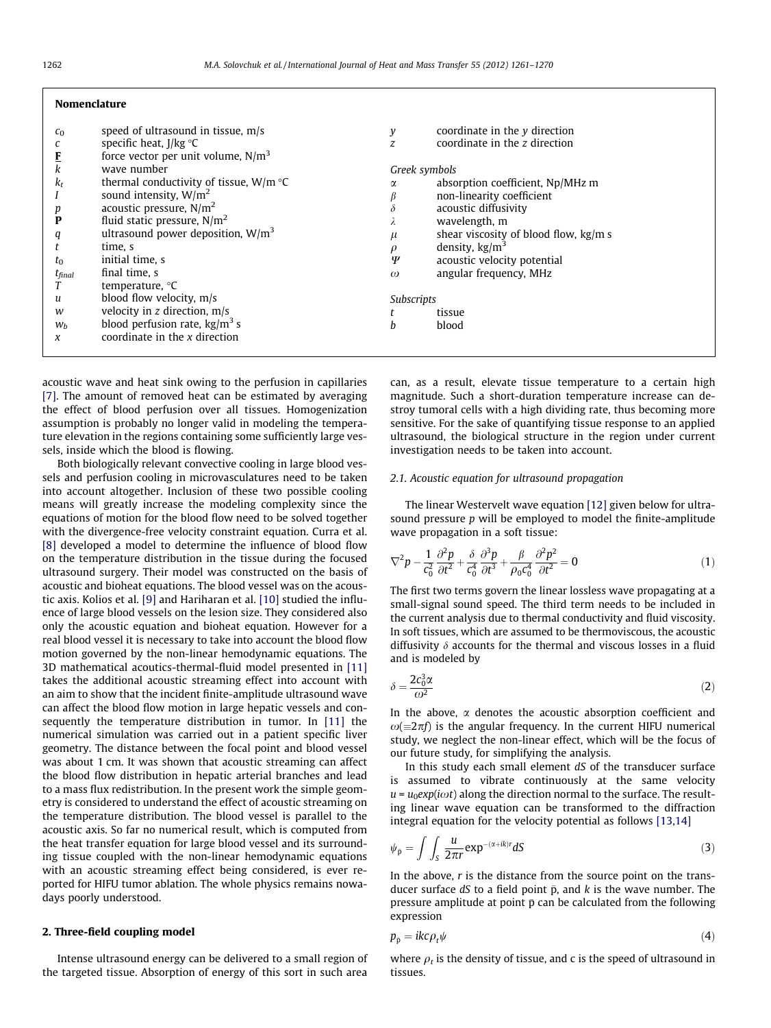**Nomenclature**

| | | | |
|---|---|---|---|
| $c_0$ | speed of ultrasound in tissue, m/s | $y$ | coordinate in the y direction |
| $c$ | specific heat, J/kg °C | $z$ | coordinate in the z direction |
| $\underline{\mathbf{F}}$ | force vector per unit volume, N/m$^3$ | | |
| $k$ | wave number | *Greek symbols* | |
| $k_t$ | thermal conductivity of tissue, W/m °C | $\alpha$ | absorption coefficient, Np/MHz m |
| $I$ | sound intensity, W/m$^2$ | $\beta$ | non-linearity coefficient |
| $p$ | acoustic pressure, N/m$^2$ | $\delta$ | acoustic diffusivity |
| $\mathbf{P}$ | fluid static pressure, N/m$^2$ | $\lambda$ | wavelength, m |
| $q$ | ultrasound power deposition, W/m$^3$ | $\mu$ | shear viscosity of blood flow, kg/m s |
| $t$ | time, s | $\rho$ | density, kg/m$^3$ |
| $t_0$ | initial time, s | $\Psi$ | acoustic velocity potential |
| $t_{final}$ | final time, s | $\omega$ | angular frequency, MHz |
| $T$ | temperature, °C | | |
| $u$ | blood flow velocity, m/s | *Subscripts* | |
| $w$ | velocity in z direction, m/s | $t$ | tissue |
| $w_b$ | blood perfusion rate, kg/m$^3$ s | $b$ | blood |
| $x$ | coordinate in the x direction | | |

acoustic wave and heat sink owing to the perfusion in capillaries [7]. The amount of removed heat can be estimated by averaging the effect of blood perfusion over all tissues. Homogenization assumption is probably no longer valid in modeling the temperature elevation in the regions containing some sufficiently large vessels, inside which the blood is flowing.

Both biologically relevant convective cooling in large blood vessels and perfusion cooling in microvasculatures need to be taken into account altogether. Inclusion of these two possible cooling means will greatly increase the modeling complexity since the equations of motion for the blood flow need to be solved together with the divergence-free velocity constraint equation. Curra et al. [8] developed a model to determine the influence of blood flow on the temperature distribution in the tissue during the focused ultrasound surgery. Their model was constructed on the basis of acoustic and bioheat equations. The blood vessel was on the acoustic axis. Kolios et al. [9] and Hariharan et al. [10] studied the influence of large blood vessels on the lesion size. They considered also only the acoustic equation and bioheat equation. However for a real blood vessel it is necessary to take into account the blood flow motion governed by the non-linear hemodynamic equations. The 3D mathematical acoutics-thermal-fluid model presented in [11] takes the additional acoustic streaming effect into account with an aim to show that the incident finite-amplitude ultrasound wave can affect the blood flow motion in large hepatic vessels and consequently the temperature distribution in tumor. In [11] the numerical simulation was carried out in a patient specific liver geometry. The distance between the focal point and blood vessel was about 1 cm. It was shown that acoustic streaming can affect the blood flow distribution in hepatic arterial branches and lead to a mass flux redistribution. In the present work the simple geometry is considered to understand the effect of acoustic streaming on the temperature distribution. The blood vessel is parallel to the acoustic axis. So far no numerical result, which is computed from the heat transfer equation for large blood vessel and its surrounding tissue coupled with the non-linear hemodynamic equations with an acoustic streaming effect being considered, is ever reported for HIFU tumor ablation. The whole physics remains nowadays poorly understood.

## 2. Three-field coupling model

Intense ultrasound energy can be delivered to a small region of the targeted tissue. Absorption of energy of this sort in such area can, as a result, elevate tissue temperature to a certain high magnitude. Such a short-duration temperature increase can destroy tumoral cells with a high dividing rate, thus becoming more sensitive. For the sake of quantifying tissue response to an applied ultrasound, the biological structure in the region under current investigation needs to be taken into account.

### 2.1. Acoustic equation for ultrasound propagation

The linear Westervelt wave equation [12] given below for ultrasound pressure $p$ will be employed to model the finite-amplitude wave propagation in a soft tissue:

$$\nabla^2 p - \frac{1}{c_0^2}\frac{\partial^2 p}{\partial t^2} + \frac{\delta}{c_0^4}\frac{\partial^3 p}{\partial t^3} + \frac{\beta}{\rho_0 c_0^4}\frac{\partial^2 p^2}{\partial t^2} = 0 \tag{1}$$

The first two terms govern the linear lossless wave propagating at a small-signal sound speed. The third term needs to be included in the current analysis due to thermal conductivity and fluid viscosity. In soft tissues, which are assumed to be thermoviscous, the acoustic diffusivity $\delta$ accounts for the thermal and viscous losses in a fluid and is modeled by

$$\delta = \frac{2c_0^3\alpha}{\omega^2} \tag{2}$$

In the above, $\alpha$ denotes the acoustic absorption coefficient and $\omega(\equiv 2\pi f)$ is the angular frequency. In the current HIFU numerical study, we neglect the non-linear effect, which will be the focus of our future study, for simplifying the analysis.

In this study each small element $dS$ of the transducer surface is assumed to vibrate continuously at the same velocity $u = u_0 exp(i\omega t)$ along the direction normal to the surface. The resulting linear wave equation can be transformed to the diffraction integral equation for the velocity potential as follows [13,14]

$$\psi_{\bar{p}} = \int\int_S \frac{u}{2\pi r}\exp^{-(\alpha+ik)r} dS \tag{3}$$

In the above, $r$ is the distance from the source point on the transducer surface $dS$ to a field point $\bar{p}$, and $k$ is the wave number. The pressure amplitude at point $\bar{p}$ can be calculated from the following expression

$$p_{\bar{p}} = ikc\rho_t\psi \tag{4}$$

where $\rho_t$ is the density of tissue, and c is the speed of ultrasound in tissues.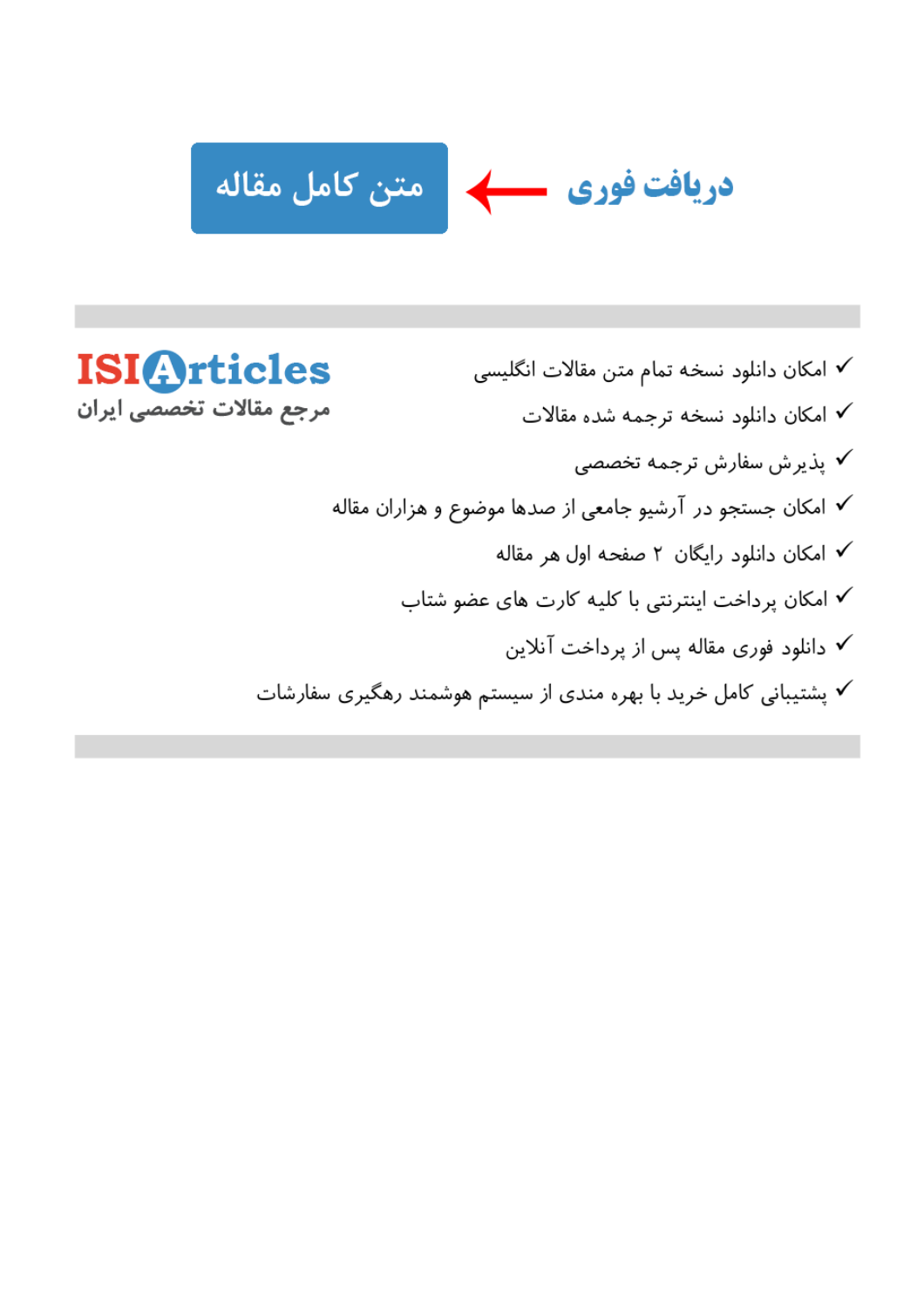دریافت فوری ← متن کامل مقاله

ISIArticles
مرجع مقالات تخصصی ایران

- ✓ امکان دانلود نسخه تمام متن مقالات انگلیسی
- ✓ امکان دانلود نسخه ترجمه شده مقالات
- ✓ پذیرش سفارش ترجمه تخصصی
- ✓ امکان جستجو در آرشیو جامعی از صدها موضوع و هزاران مقاله
- ✓ امکان دانلود رایگان ۲ صفحه اول هر مقاله
- ✓ امکان پرداخت اینترنتی با کلیه کارت های عضو شتاب
- ✓ دانلود فوری مقاله پس از پرداخت آنلاین
- ✓ پشتیبانی کامل خرید با بهره مندی از سیستم هوشمند رهگیری سفارشات